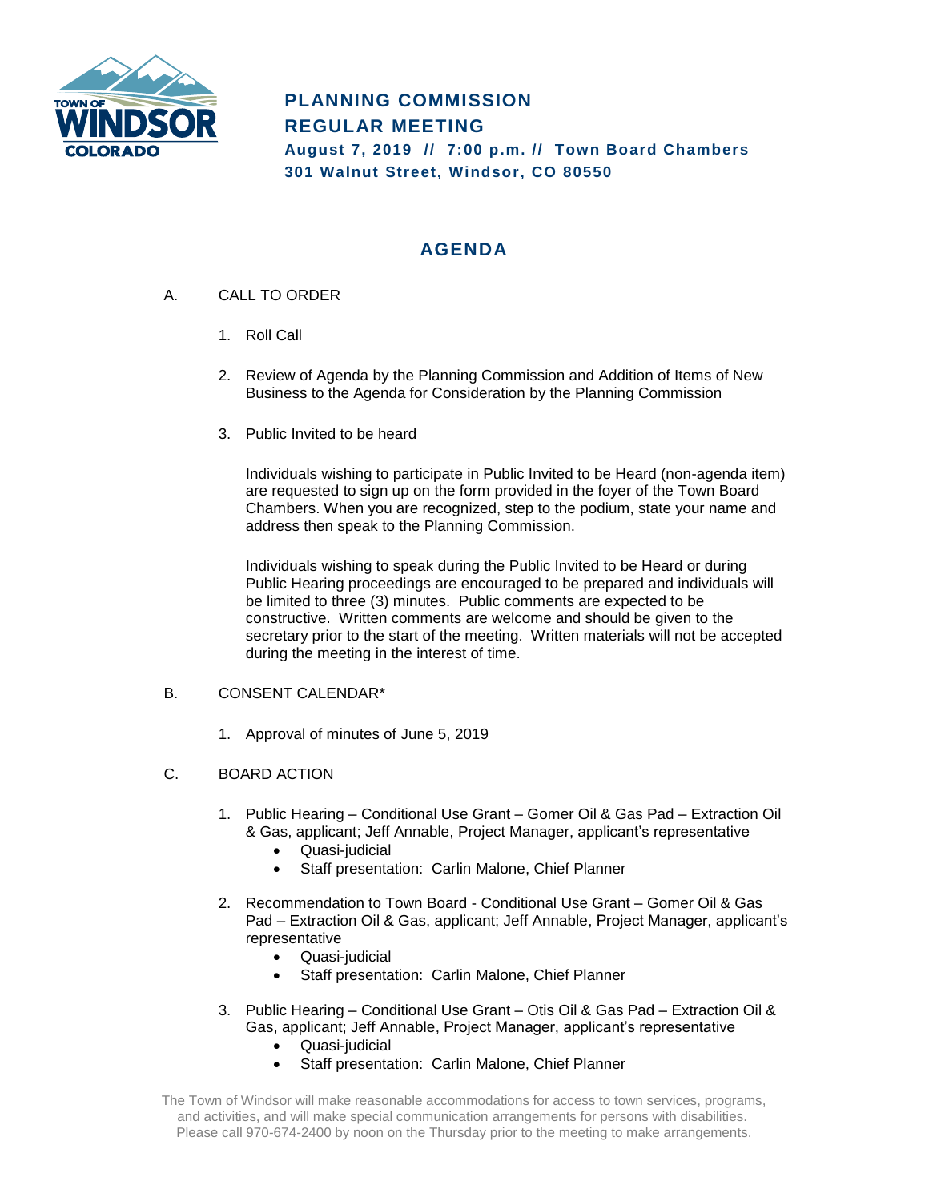# PLANNING COMMISSION
# REGULAR MEETING

**August 7, 2019 // 7:00 p.m. // Town Board Chambers**
**301 Walnut Street, Windsor, CO 80550**

## AGENDA

A. CALL TO ORDER

1. Roll Call

2. Review of Agenda by the Planning Commission and Addition of Items of New Business to the Agenda for Consideration by the Planning Commission

3. Public Invited to be heard

   Individuals wishing to participate in Public Invited to be Heard (non-agenda item) are requested to sign up on the form provided in the foyer of the Town Board Chambers. When you are recognized, step to the podium, state your name and address then speak to the Planning Commission.

   Individuals wishing to speak during the Public Invited to be Heard or during Public Hearing proceedings are encouraged to be prepared and individuals will be limited to three (3) minutes. Public comments are expected to be constructive. Written comments are welcome and should be given to the secretary prior to the start of the meeting. Written materials will not be accepted during the meeting in the interest of time.

B. CONSENT CALENDAR*

1. Approval of minutes of June 5, 2019

C. BOARD ACTION

1. Public Hearing – Conditional Use Grant – Gomer Oil & Gas Pad – Extraction Oil & Gas, applicant; Jeff Annable, Project Manager, applicant's representative
   - Quasi-judicial
   - Staff presentation: Carlin Malone, Chief Planner

2. Recommendation to Town Board - Conditional Use Grant – Gomer Oil & Gas Pad – Extraction Oil & Gas, applicant; Jeff Annable, Project Manager, applicant's representative
   - Quasi-judicial
   - Staff presentation: Carlin Malone, Chief Planner

3. Public Hearing – Conditional Use Grant – Otis Oil & Gas Pad – Extraction Oil & Gas, applicant; Jeff Annable, Project Manager, applicant's representative
   - Quasi-judicial
   - Staff presentation: Carlin Malone, Chief Planner

The Town of Windsor will make reasonable accommodations for access to town services, programs, and activities, and will make special communication arrangements for persons with disabilities. Please call 970-674-2400 by noon on the Thursday prior to the meeting to make arrangements.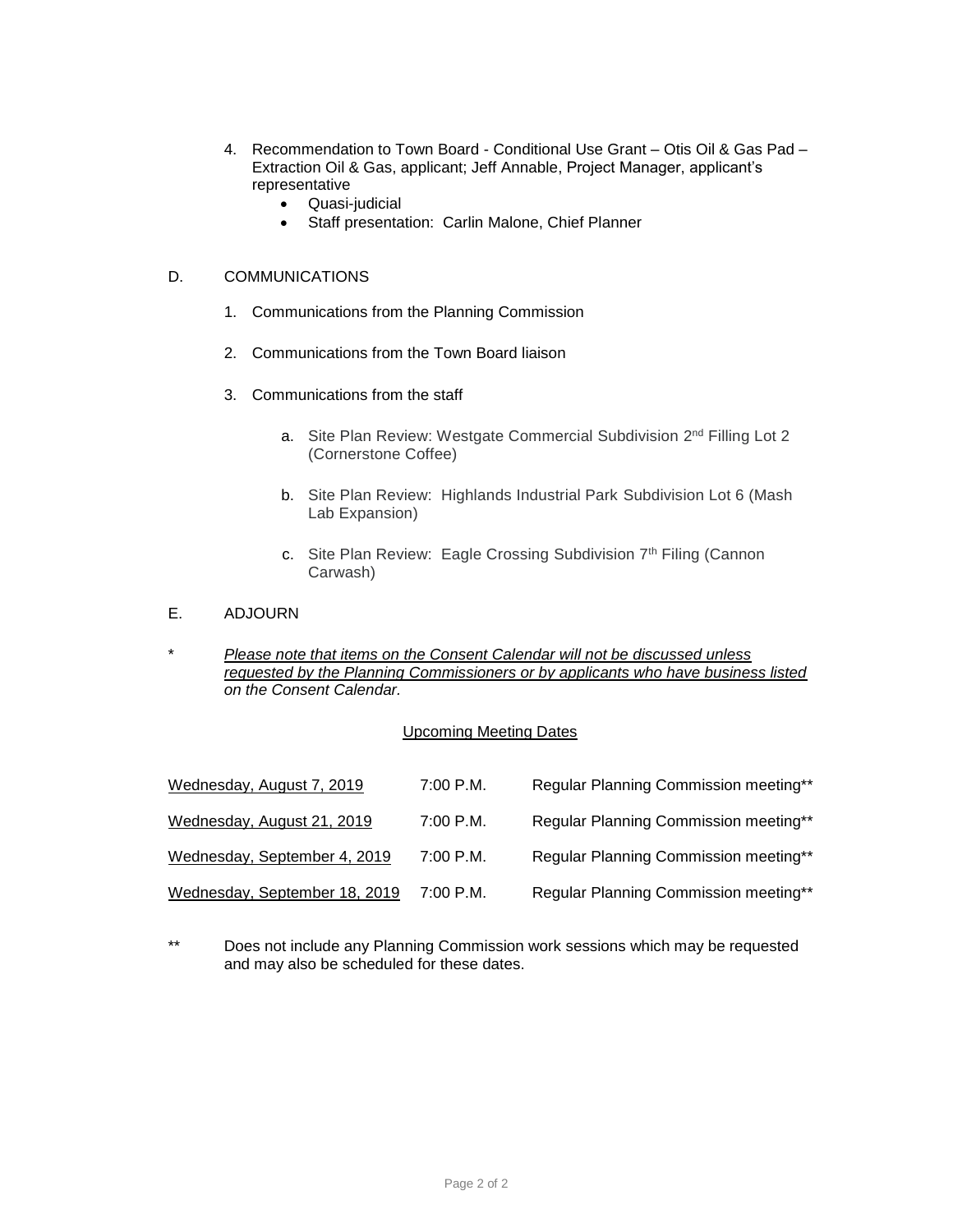4. Recommendation to Town Board - Conditional Use Grant – Otis Oil & Gas Pad – Extraction Oil & Gas, applicant; Jeff Annable, Project Manager, applicant's representative
   - Quasi-judicial
   - Staff presentation: Carlin Malone, Chief Planner

D. COMMUNICATIONS

1. Communications from the Planning Commission

2. Communications from the Town Board liaison

3. Communications from the staff

   a. Site Plan Review: Westgate Commercial Subdivision 2nd Filling Lot 2 (Cornerstone Coffee)

   b. Site Plan Review: Highlands Industrial Park Subdivision Lot 6 (Mash Lab Expansion)

   c. Site Plan Review: Eagle Crossing Subdivision 7th Filing (Cannon Carwash)

E. ADJOURN

\* *Please note that items on the Consent Calendar will not be discussed unless requested by the Planning Commissioners or by applicants who have business listed on the Consent Calendar.*

Upcoming Meeting Dates

| | | |
|---|---|---|
| Wednesday, August 7, 2019 | 7:00 P.M. | Regular Planning Commission meeting** |
| Wednesday, August 21, 2019 | 7:00 P.M. | Regular Planning Commission meeting** |
| Wednesday, September 4, 2019 | 7:00 P.M. | Regular Planning Commission meeting** |
| Wednesday, September 18, 2019 | 7:00 P.M. | Regular Planning Commission meeting** |

** Does not include any Planning Commission work sessions which may be requested and may also be scheduled for these dates.